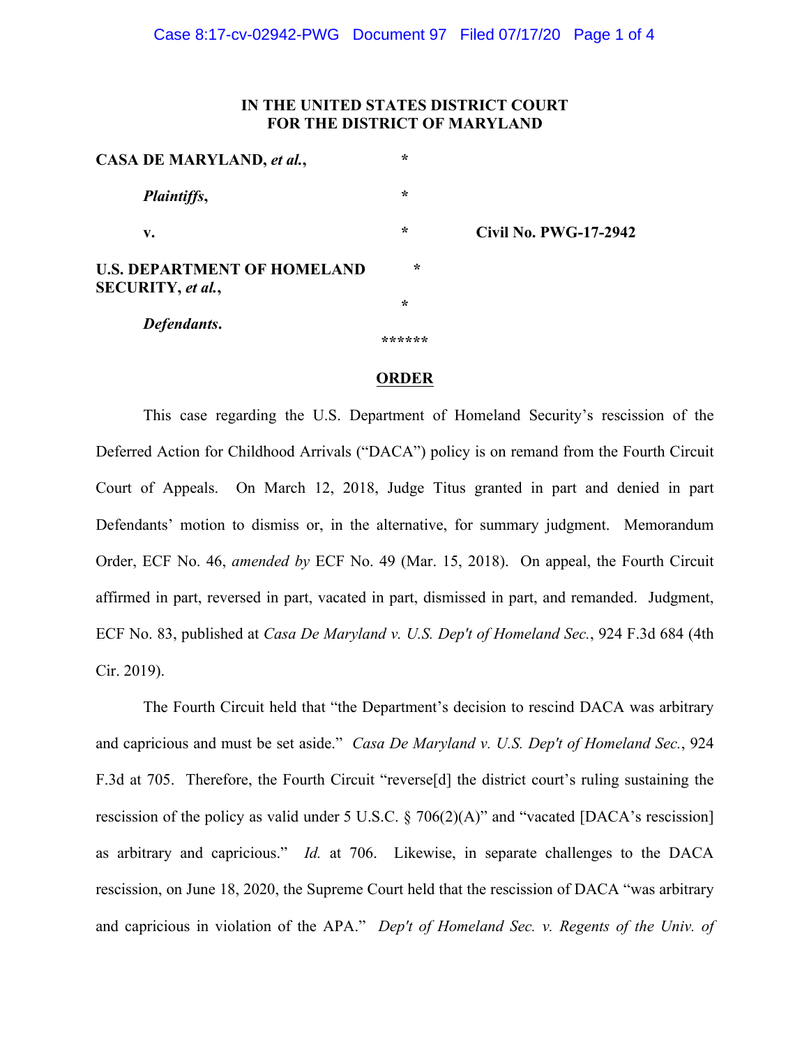**IN THE UNITED STATES DISTRICT COURT**
**FOR THE DISTRICT OF MARYLAND**

| | | |
|---|---|---|
| **CASA DE MARYLAND, *et al.*,** | * | |
| ***Plaintiffs*,** | * | |
| **v.** | * | **Civil No. PWG-17-2942** |
| **U.S. DEPARTMENT OF HOMELAND SECURITY, *et al.*,** | * | |
| | * | |
| ***Defendants*.** | | |
| | ****** | |

**ORDER**

This case regarding the U.S. Department of Homeland Security's rescission of the Deferred Action for Childhood Arrivals ("DACA") policy is on remand from the Fourth Circuit Court of Appeals. On March 12, 2018, Judge Titus granted in part and denied in part Defendants' motion to dismiss or, in the alternative, for summary judgment. Memorandum Order, ECF No. 46, *amended by* ECF No. 49 (Mar. 15, 2018). On appeal, the Fourth Circuit affirmed in part, reversed in part, vacated in part, dismissed in part, and remanded. Judgment, ECF No. 83, published at *Casa De Maryland v. U.S. Dep't of Homeland Sec.*, 924 F.3d 684 (4th Cir. 2019).

The Fourth Circuit held that "the Department's decision to rescind DACA was arbitrary and capricious and must be set aside." *Casa De Maryland v. U.S. Dep't of Homeland Sec.*, 924 F.3d at 705. Therefore, the Fourth Circuit "reverse[d] the district court's ruling sustaining the rescission of the policy as valid under 5 U.S.C. § 706(2)(A)" and "vacated [DACA's rescission] as arbitrary and capricious." *Id.* at 706. Likewise, in separate challenges to the DACA rescission, on June 18, 2020, the Supreme Court held that the rescission of DACA "was arbitrary and capricious in violation of the APA." *Dep't of Homeland Sec. v. Regents of the Univ. of*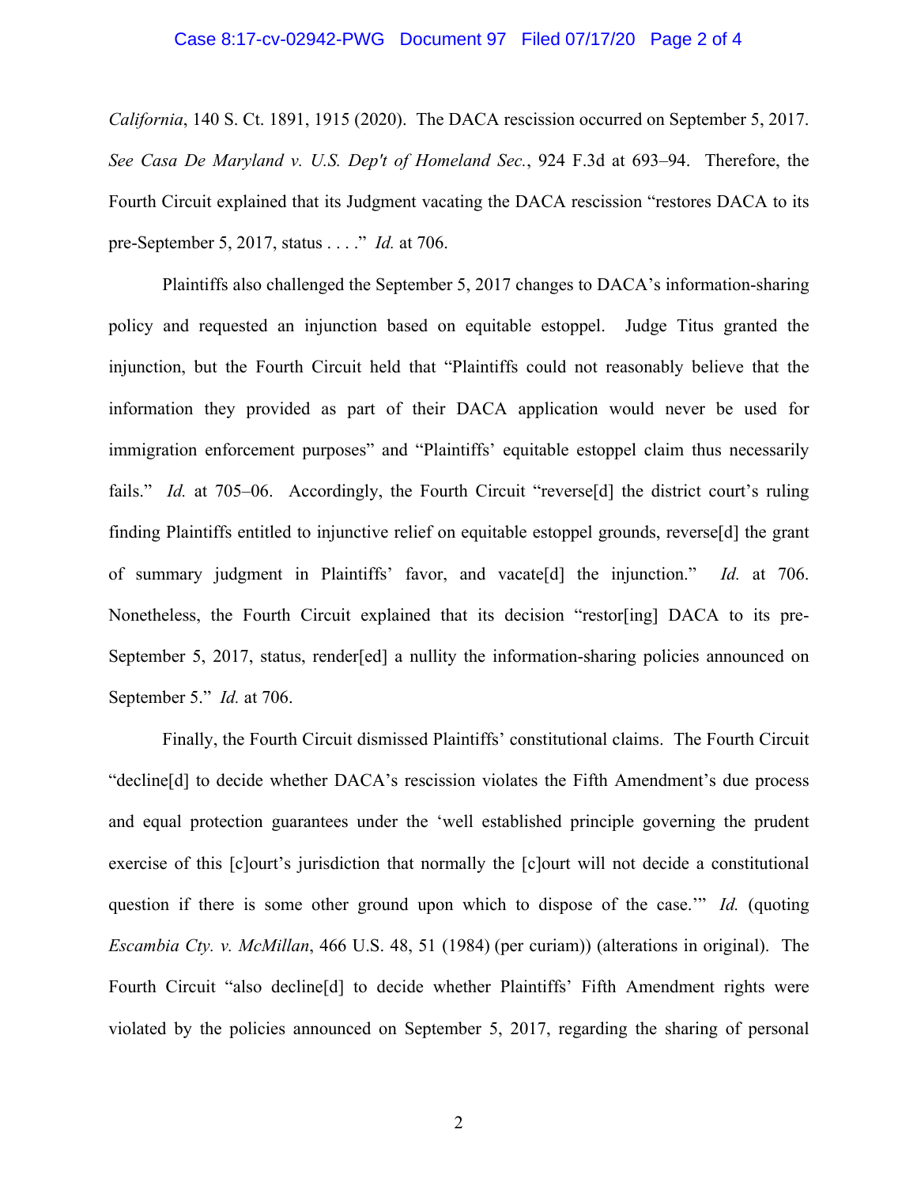*California*, 140 S. Ct. 1891, 1915 (2020). The DACA rescission occurred on September 5, 2017. *See Casa De Maryland v. U.S. Dep't of Homeland Sec.*, 924 F.3d at 693–94. Therefore, the Fourth Circuit explained that its Judgment vacating the DACA rescission "restores DACA to its pre-September 5, 2017, status . . . ." *Id.* at 706.

Plaintiffs also challenged the September 5, 2017 changes to DACA's information-sharing policy and requested an injunction based on equitable estoppel. Judge Titus granted the injunction, but the Fourth Circuit held that "Plaintiffs could not reasonably believe that the information they provided as part of their DACA application would never be used for immigration enforcement purposes" and "Plaintiffs' equitable estoppel claim thus necessarily fails." *Id.* at 705–06. Accordingly, the Fourth Circuit "reverse[d] the district court's ruling finding Plaintiffs entitled to injunctive relief on equitable estoppel grounds, reverse[d] the grant of summary judgment in Plaintiffs' favor, and vacate[d] the injunction." *Id.* at 706. Nonetheless, the Fourth Circuit explained that its decision "restor[ing] DACA to its pre-September 5, 2017, status, render[ed] a nullity the information-sharing policies announced on September 5." *Id.* at 706.

Finally, the Fourth Circuit dismissed Plaintiffs' constitutional claims. The Fourth Circuit "decline[d] to decide whether DACA's rescission violates the Fifth Amendment's due process and equal protection guarantees under the 'well established principle governing the prudent exercise of this [c]ourt's jurisdiction that normally the [c]ourt will not decide a constitutional question if there is some other ground upon which to dispose of the case.'" *Id.* (quoting *Escambia Cty. v. McMillan*, 466 U.S. 48, 51 (1984) (per curiam)) (alterations in original). The Fourth Circuit "also decline[d] to decide whether Plaintiffs' Fifth Amendment rights were violated by the policies announced on September 5, 2017, regarding the sharing of personal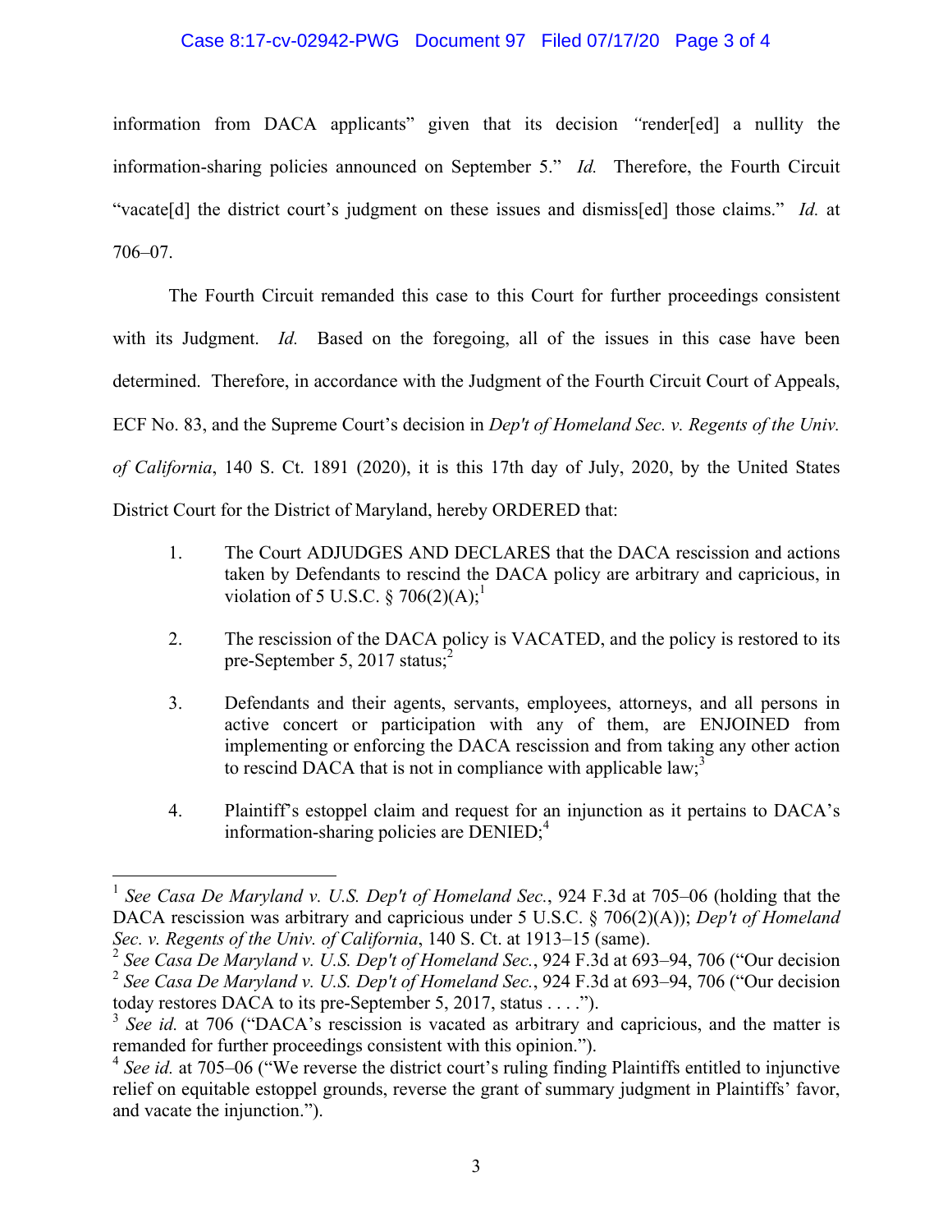information from DACA applicants" given that its decision "render[ed] a nullity the information-sharing policies announced on September 5." *Id.* Therefore, the Fourth Circuit "vacate[d] the district court's judgment on these issues and dismiss[ed] those claims." *Id.* at 706–07.

The Fourth Circuit remanded this case to this Court for further proceedings consistent with its Judgment. *Id.* Based on the foregoing, all of the issues in this case have been determined. Therefore, in accordance with the Judgment of the Fourth Circuit Court of Appeals, ECF No. 83, and the Supreme Court's decision in *Dep't of Homeland Sec. v. Regents of the Univ. of California*, 140 S. Ct. 1891 (2020), it is this 17th day of July, 2020, by the United States District Court for the District of Maryland, hereby ORDERED that:

1. The Court ADJUDGES AND DECLARES that the DACA rescission and actions taken by Defendants to rescind the DACA policy are arbitrary and capricious, in violation of 5 U.S.C. § 706(2)(A);[1]

2. The rescission of the DACA policy is VACATED, and the policy is restored to its pre-September 5, 2017 status;[2]

3. Defendants and their agents, servants, employees, attorneys, and all persons in active concert or participation with any of them, are ENJOINED from implementing or enforcing the DACA rescission and from taking any other action to rescind DACA that is not in compliance with applicable law;[3]

4. Plaintiff's estoppel claim and request for an injunction as it pertains to DACA's information-sharing policies are DENIED;[4]

---

[1] *See Casa De Maryland v. U.S. Dep't of Homeland Sec.*, 924 F.3d at 705–06 (holding that the DACA rescission was arbitrary and capricious under 5 U.S.C. § 706(2)(A)); *Dep't of Homeland Sec. v. Regents of the Univ. of California*, 140 S. Ct. at 1913–15 (same).

[2] *See Casa De Maryland v. U.S. Dep't of Homeland Sec.*, 924 F.3d at 693–94, 706 ("Our decision

[2] *See Casa De Maryland v. U.S. Dep't of Homeland Sec.*, 924 F.3d at 693–94, 706 ("Our decision today restores DACA to its pre-September 5, 2017, status . . . .").

[3] *See id.* at 706 ("DACA's rescission is vacated as arbitrary and capricious, and the matter is remanded for further proceedings consistent with this opinion.").

[4] *See id.* at 705–06 ("We reverse the district court's ruling finding Plaintiffs entitled to injunctive relief on equitable estoppel grounds, reverse the grant of summary judgment in Plaintiffs' favor, and vacate the injunction.").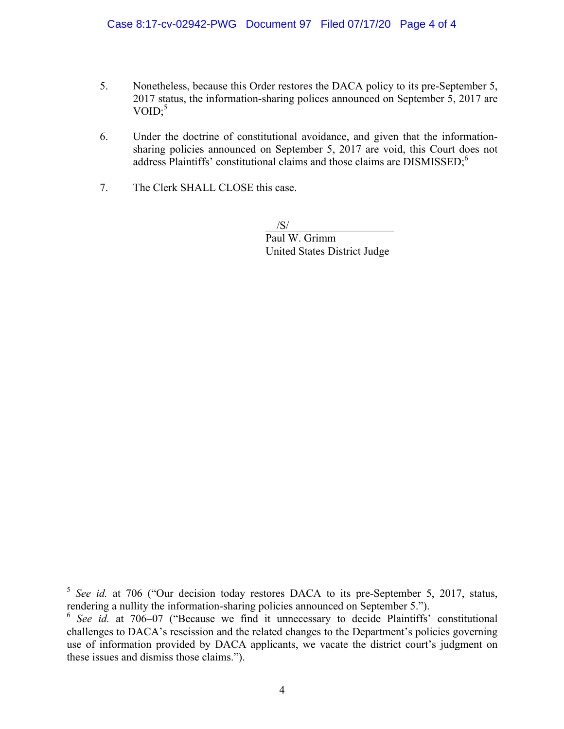5. Nonetheless, because this Order restores the DACA policy to its pre-September 5, 2017 status, the information-sharing polices announced on September 5, 2017 are VOID;[5]

6. Under the doctrine of constitutional avoidance, and given that the information-sharing policies announced on September 5, 2017 are void, this Court does not address Plaintiffs' constitutional claims and those claims are DISMISSED;[6]

7. The Clerk SHALL CLOSE this case.

/S/
Paul W. Grimm
United States District Judge

---

[5] *See id.* at 706 ("Our decision today restores DACA to its pre-September 5, 2017, status, rendering a nullity the information-sharing policies announced on September 5.").

[6] *See id.* at 706–07 ("Because we find it unnecessary to decide Plaintiffs' constitutional challenges to DACA's rescission and the related changes to the Department's policies governing use of information provided by DACA applicants, we vacate the district court's judgment on these issues and dismiss those claims.").